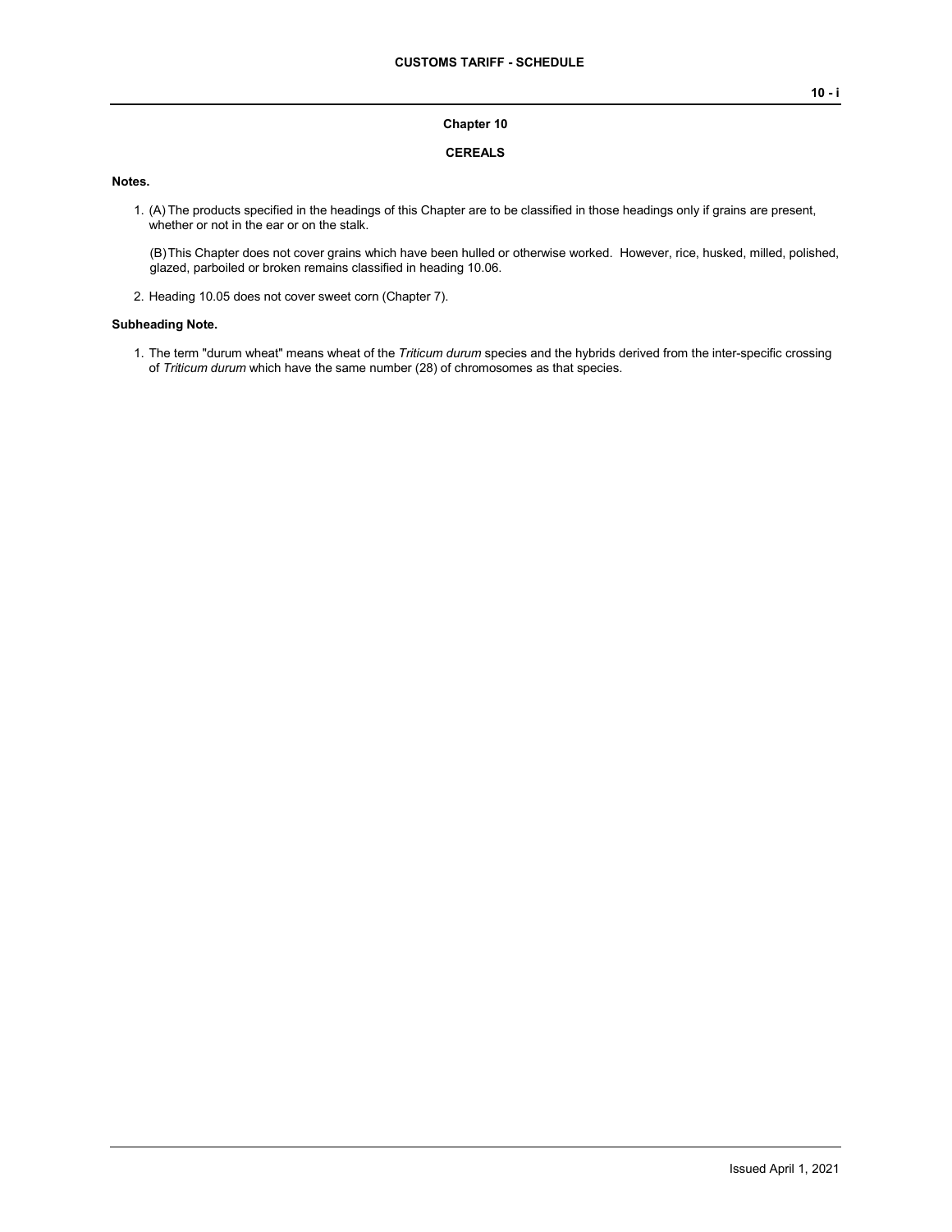# Chapter 10

## CEREALS

**Notes.**

1. (A) The products specified in the headings of this Chapter are to be classified in those headings only if grains are present, whether or not in the ear or on the stalk.

   (B) This Chapter does not cover grains which have been hulled or otherwise worked. However, rice, husked, milled, polished, glazed, parboiled or broken remains classified in heading 10.06.

2. Heading 10.05 does not cover sweet corn (Chapter 7).

**Subheading Note.**

1. The term "durum wheat" means wheat of the *Triticum durum* species and the hybrids derived from the inter-specific crossing of *Triticum durum* which have the same number (28) of chromosomes as that species.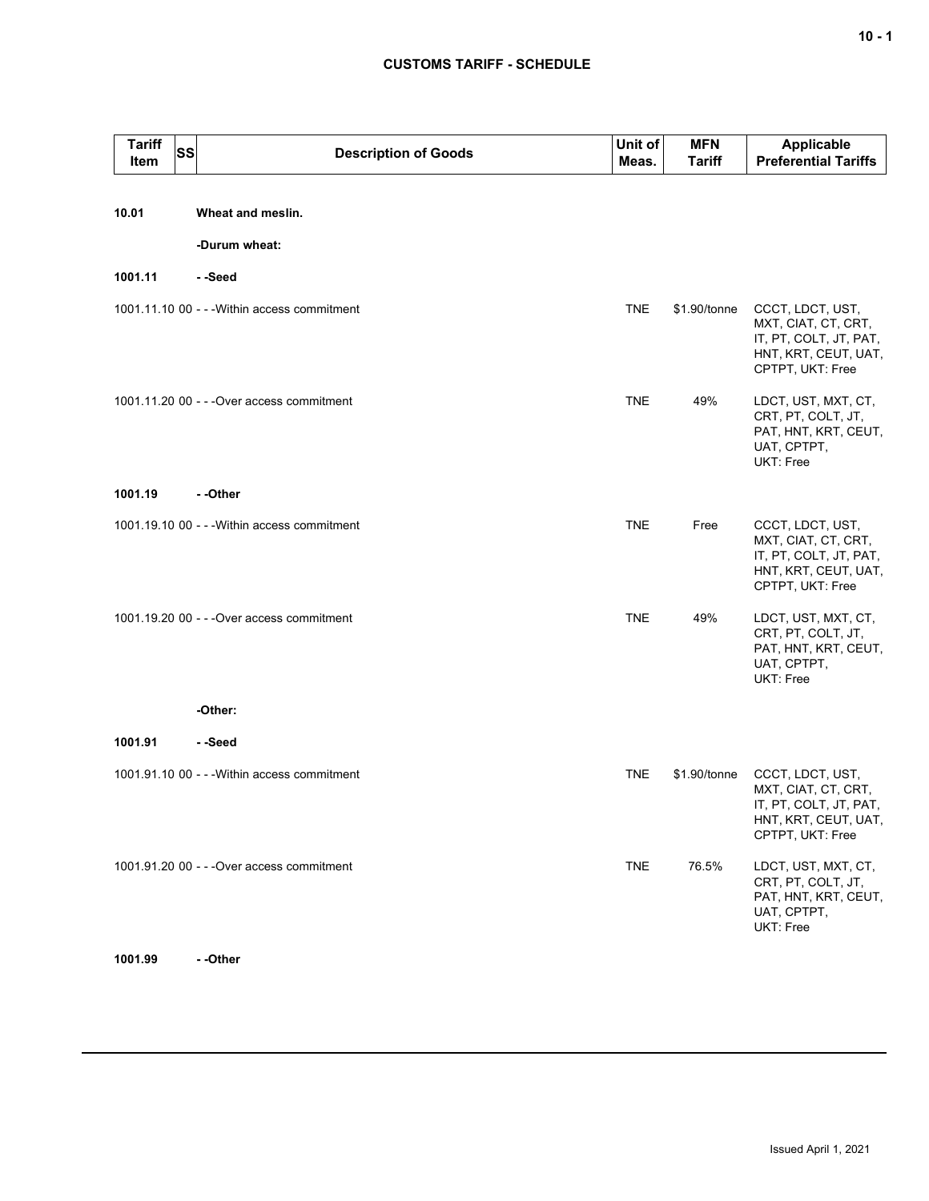| Tariff Item | SS | Description of Goods | Unit of Meas. | MFN Tariff | Applicable Preferential Tariffs |
|---|---|---|---|---|---|
| **10.01** | | **Wheat and meslin.** | | | |
| | | **-Durum wheat:** | | | |
| **1001.11** | | **- -Seed** | | | |
| 1001.11.10 | 00 | - - -Within access commitment | TNE | $1.90/tonne | CCCT, LDCT, UST, MXT, CIAT, CT, CRT, IT, PT, COLT, JT, PAT, HNT, KRT, CEUT, UAT, CPTPT, UKT: Free |
| 1001.11.20 | 00 | - - -Over access commitment | TNE | 49% | LDCT, UST, MXT, CT, CRT, PT, COLT, JT, PAT, HNT, KRT, CEUT, UAT, CPTPT, UKT: Free |
| **1001.19** | | **- -Other** | | | |
| 1001.19.10 | 00 | - - -Within access commitment | TNE | Free | CCCT, LDCT, UST, MXT, CIAT, CT, CRT, IT, PT, COLT, JT, PAT, HNT, KRT, CEUT, UAT, CPTPT, UKT: Free |
| 1001.19.20 | 00 | - - -Over access commitment | TNE | 49% | LDCT, UST, MXT, CT, CRT, PT, COLT, JT, PAT, HNT, KRT, CEUT, UAT, CPTPT, UKT: Free |
| | | **-Other:** | | | |
| **1001.91** | | **- -Seed** | | | |
| 1001.91.10 | 00 | - - -Within access commitment | TNE | $1.90/tonne | CCCT, LDCT, UST, MXT, CIAT, CT, CRT, IT, PT, COLT, JT, PAT, HNT, KRT, CEUT, UAT, CPTPT, UKT: Free |
| 1001.91.20 | 00 | - - -Over access commitment | TNE | 76.5% | LDCT, UST, MXT, CT, CRT, PT, COLT, JT, PAT, HNT, KRT, CEUT, UAT, CPTPT, UKT: Free |
| **1001.99** | | **- -Other** | | | |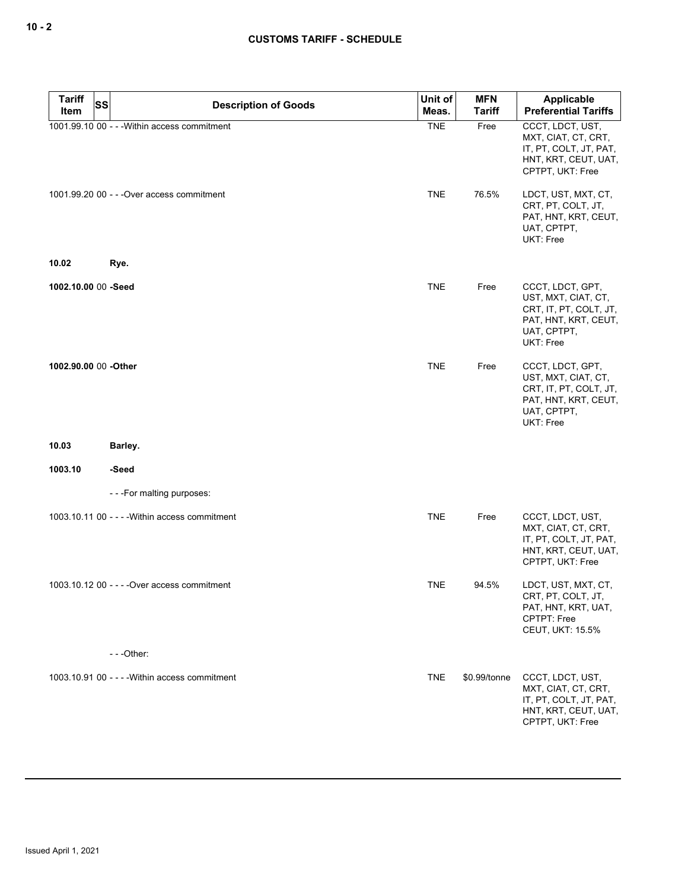| Tariff Item | SS | Description of Goods | Unit of Meas. | MFN Tariff | Applicable Preferential Tariffs |
|---|---|---|---|---|---|
| 1001.99.10 | 00 | - - -Within access commitment | TNE | Free | CCCT, LDCT, UST, MXT, CIAT, CT, CRT, IT, PT, COLT, JT, PAT, HNT, KRT, CEUT, UAT, CPTPT, UKT: Free |
| 1001.99.20 | 00 | - - -Over access commitment | TNE | 76.5% | LDCT, UST, MXT, CT, CRT, PT, COLT, JT, PAT, HNT, KRT, CEUT, UAT, CPTPT, UKT: Free |
| **10.02** | | **Rye.** | | | |
| **1002.10.00** | 00 | **-Seed** | TNE | Free | CCCT, LDCT, GPT, UST, MXT, CIAT, CT, CRT, IT, PT, COLT, JT, PAT, HNT, KRT, CEUT, UAT, CPTPT, UKT: Free |
| **1002.90.00** | 00 | **-Other** | TNE | Free | CCCT, LDCT, GPT, UST, MXT, CIAT, CT, CRT, IT, PT, COLT, JT, PAT, HNT, KRT, CEUT, UAT, CPTPT, UKT: Free |
| **10.03** | | **Barley.** | | | |
| **1003.10** | | **-Seed** | | | |
| | | - - -For malting purposes: | | | |
| 1003.10.11 | 00 | - - - -Within access commitment | TNE | Free | CCCT, LDCT, UST, MXT, CIAT, CT, CRT, IT, PT, COLT, JT, PAT, HNT, KRT, CEUT, UAT, CPTPT, UKT: Free |
| 1003.10.12 | 00 | - - - -Over access commitment | TNE | 94.5% | LDCT, UST, MXT, CT, CRT, PT, COLT, JT, PAT, HNT, KRT, UAT, CPTPT: Free<br>CEUT, UKT: 15.5% |
| | | - - -Other: | | | |
| 1003.10.91 | 00 | - - - -Within access commitment | TNE | $0.99/tonne | CCCT, LDCT, UST, MXT, CIAT, CT, CRT, IT, PT, COLT, JT, PAT, HNT, KRT, CEUT, UAT, CPTPT, UKT: Free |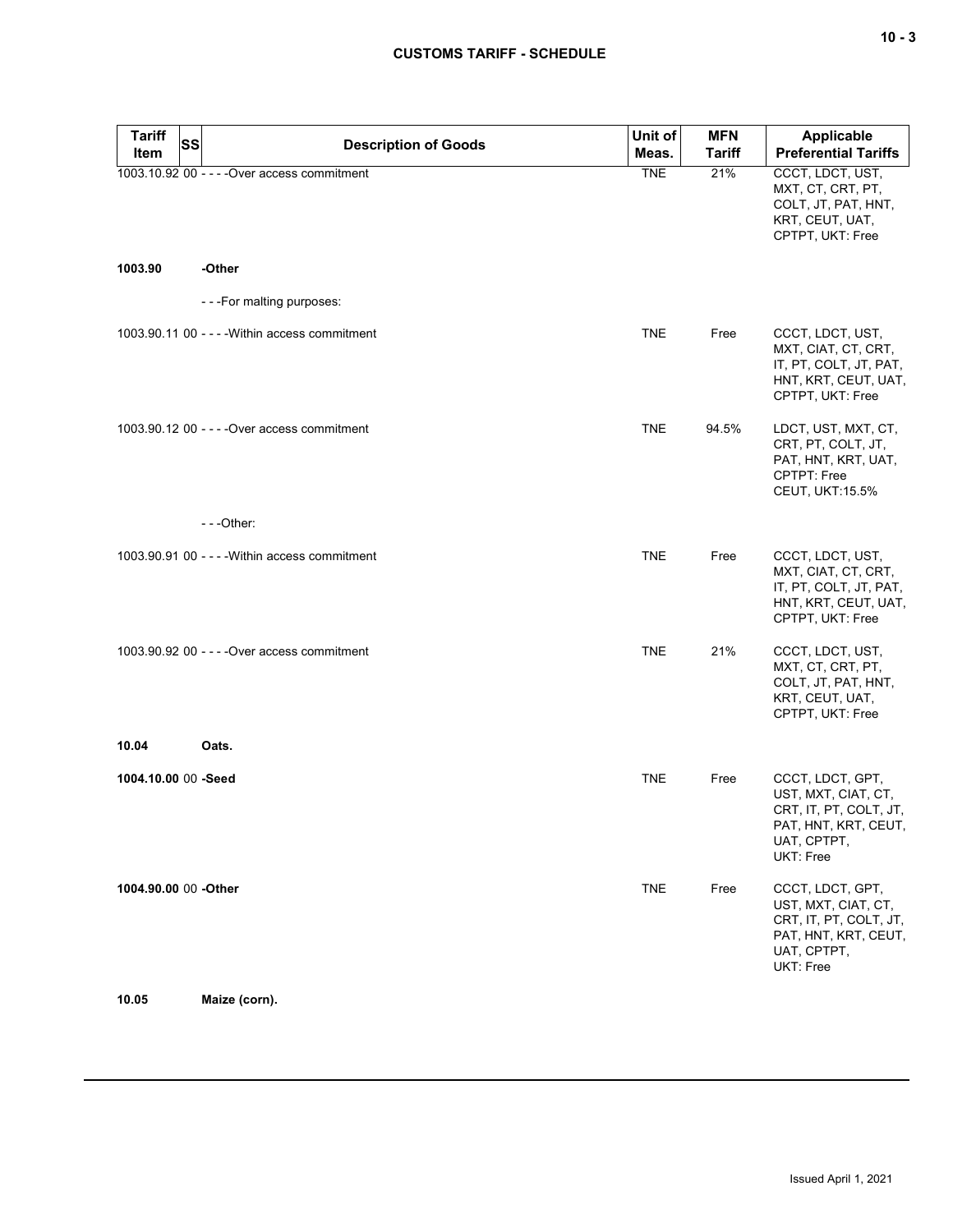| Tariff Item | SS | Description of Goods | Unit of Meas. | MFN Tariff | Applicable Preferential Tariffs |
|---|---|---|---|---|---|
| 1003.10.92 | 00 | - - - -Over access commitment | TNE | 21% | CCCT, LDCT, UST, MXT, CT, CRT, PT, COLT, JT, PAT, HNT, KRT, CEUT, UAT, CPTPT, UKT: Free |
| **1003.90** | | **-Other** | | | |
| | | - - -For malting purposes: | | | |
| 1003.90.11 | 00 | - - - -Within access commitment | TNE | Free | CCCT, LDCT, UST, MXT, CIAT, CT, CRT, IT, PT, COLT, JT, PAT, HNT, KRT, CEUT, UAT, CPTPT, UKT: Free |
| 1003.90.12 | 00 | - - - -Over access commitment | TNE | 94.5% | LDCT, UST, MXT, CT, CRT, PT, COLT, JT, PAT, HNT, KRT, UAT, CPTPT: Free<br>CEUT, UKT:15.5% |
| | | - - -Other: | | | |
| 1003.90.91 | 00 | - - - -Within access commitment | TNE | Free | CCCT, LDCT, UST, MXT, CIAT, CT, CRT, IT, PT, COLT, JT, PAT, HNT, KRT, CEUT, UAT, CPTPT, UKT: Free |
| 1003.90.92 | 00 | - - - -Over access commitment | TNE | 21% | CCCT, LDCT, UST, MXT, CT, CRT, PT, COLT, JT, PAT, HNT, KRT, CEUT, UAT, CPTPT, UKT: Free |
| **10.04** | | **Oats.** | | | |
| **1004.10.00** | 00 | **-Seed** | TNE | Free | CCCT, LDCT, GPT, UST, MXT, CIAT, CT, CRT, IT, PT, COLT, JT, PAT, HNT, KRT, CEUT, UAT, CPTPT, UKT: Free |
| **1004.90.00** | 00 | **-Other** | TNE | Free | CCCT, LDCT, GPT, UST, MXT, CIAT, CT, CRT, IT, PT, COLT, JT, PAT, HNT, KRT, CEUT, UAT, CPTPT, UKT: Free |
| **10.05** | | **Maize (corn).** | | | |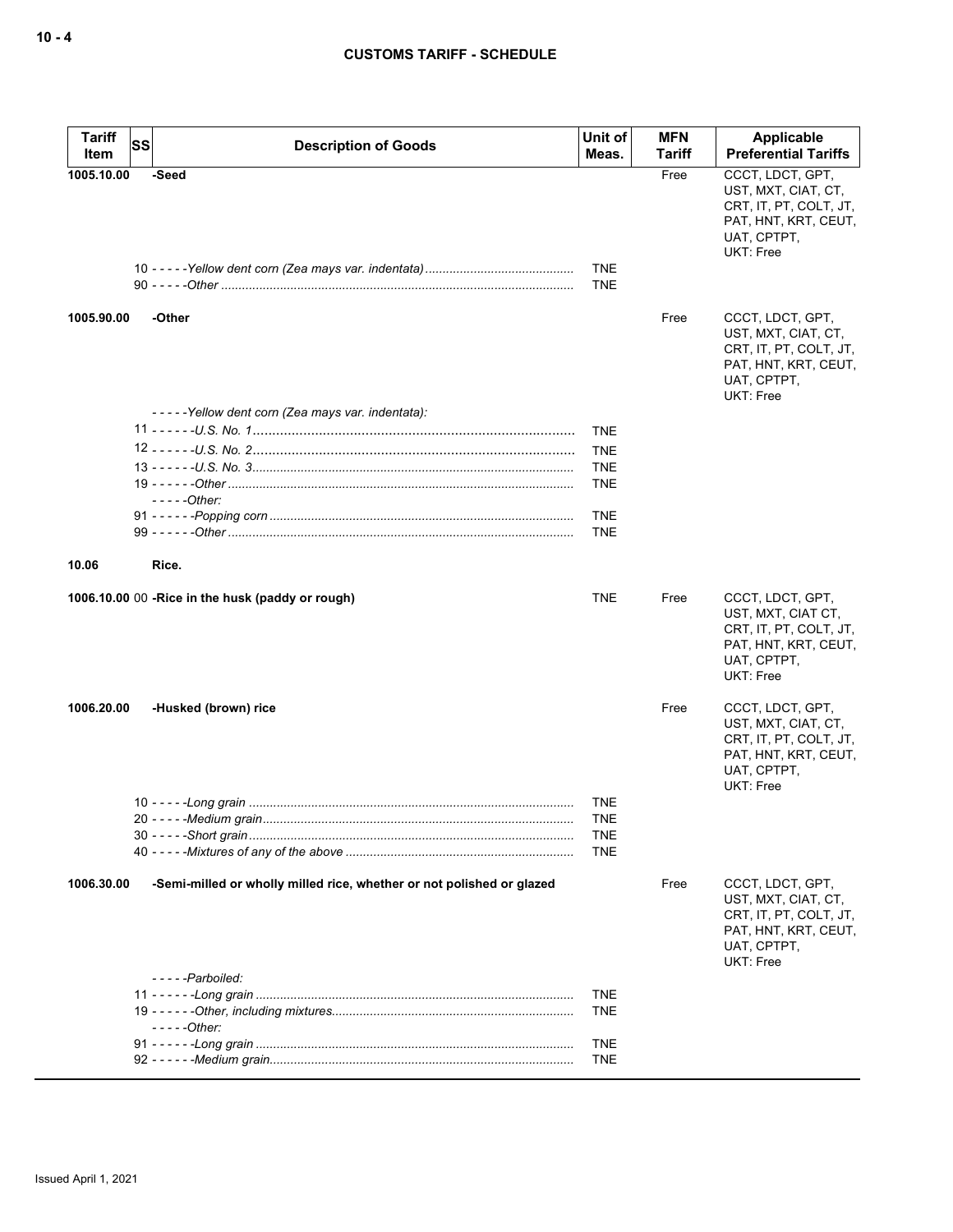| Tariff Item | SS | Description of Goods | Unit of Meas. | MFN Tariff | Applicable Preferential Tariffs |
|---|---|---|---|---|---|
| 1005.10.00 | | **-Seed** | | Free | CCCT, LDCT, GPT, UST, MXT, CIAT, CT, CRT, IT, PT, COLT, JT, PAT, HNT, KRT, CEUT, UAT, CPTPT, UKT: Free |
| | 10 | - - - - -*Yellow dent corn (Zea mays var. indentata)* | TNE | | |
| | 90 | - - - - -*Other* | TNE | | |
| 1005.90.00 | | **-Other** | | Free | CCCT, LDCT, GPT, UST, MXT, CIAT, CT, CRT, IT, PT, COLT, JT, PAT, HNT, KRT, CEUT, UAT, CPTPT, UKT: Free |
| | | - - - - -*Yellow dent corn (Zea mays var. indentata):* | | | |
| | 11 | - - - - - -*U.S. No. 1* | TNE | | |
| | 12 | - - - - - -*U.S. No. 2* | TNE | | |
| | 13 | - - - - - -*U.S. No. 3* | TNE | | |
| | 19 | - - - - - -*Other* | TNE | | |
| | | - - - - -*Other:* | | | |
| | 91 | - - - - - -*Popping corn* | TNE | | |
| | 99 | - - - - - -*Other* | TNE | | |
| **10.06** | | **Rice.** | | | |
| 1006.10.00 | 00 | **-Rice in the husk (paddy or rough)** | TNE | Free | CCCT, LDCT, GPT, UST, MXT, CIAT CT, CRT, IT, PT, COLT, JT, PAT, HNT, KRT, CEUT, UAT, CPTPT, UKT: Free |
| 1006.20.00 | | **-Husked (brown) rice** | | Free | CCCT, LDCT, GPT, UST, MXT, CIAT, CT, CRT, IT, PT, COLT, JT, PAT, HNT, KRT, CEUT, UAT, CPTPT, UKT: Free |
| | 10 | - - - - -*Long grain* | TNE | | |
| | 20 | - - - - -*Medium grain* | TNE | | |
| | 30 | - - - - -*Short grain* | TNE | | |
| | 40 | - - - - -*Mixtures of any of the above* | TNE | | |
| 1006.30.00 | | **-Semi-milled or wholly milled rice, whether or not polished or glazed** | | Free | CCCT, LDCT, GPT, UST, MXT, CIAT, CT, CRT, IT, PT, COLT, JT, PAT, HNT, KRT, CEUT, UAT, CPTPT, UKT: Free |
| | | - - - - -*Parboiled:* | | | |
| | 11 | - - - - - -*Long grain* | TNE | | |
| | 19 | - - - - - -*Other, including mixtures* | TNE | | |
| | | - - - - -*Other:* | | | |
| | 91 | - - - - - -*Long grain* | TNE | | |
| | 92 | - - - - - -*Medium grain* | TNE | | |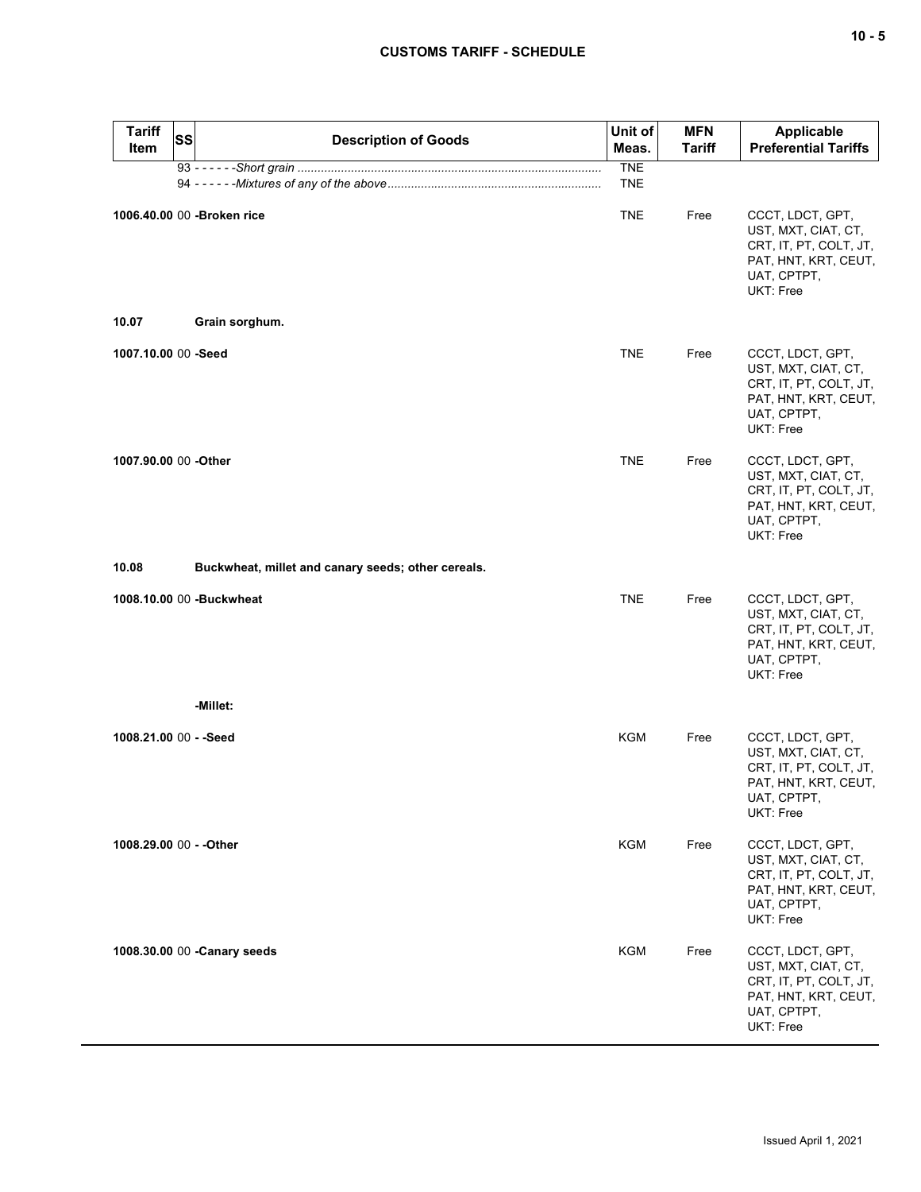| Tariff Item | SS | Description of Goods | Unit of Meas. | MFN Tariff | Applicable Preferential Tariffs |
|---|---|---|---|---|---|
| | | 93 - - - - - -*Short grain* | TNE | | |
| | | 94 - - - - - -*Mixtures of any of the above* | TNE | | |
| **1006.40.00** | 00 | **-Broken rice** | TNE | Free | CCCT, LDCT, GPT, UST, MXT, CIAT, CT, CRT, IT, PT, COLT, JT, PAT, HNT, KRT, CEUT, UAT, CPTPT, UKT: Free |
| **10.07** | | **Grain sorghum.** | | | |
| **1007.10.00** | 00 | **-Seed** | TNE | Free | CCCT, LDCT, GPT, UST, MXT, CIAT, CT, CRT, IT, PT, COLT, JT, PAT, HNT, KRT, CEUT, UAT, CPTPT, UKT: Free |
| **1007.90.00** | 00 | **-Other** | TNE | Free | CCCT, LDCT, GPT, UST, MXT, CIAT, CT, CRT, IT, PT, COLT, JT, PAT, HNT, KRT, CEUT, UAT, CPTPT, UKT: Free |
| **10.08** | | **Buckwheat, millet and canary seeds; other cereals.** | | | |
| **1008.10.00** | 00 | **-Buckwheat** | TNE | Free | CCCT, LDCT, GPT, UST, MXT, CIAT, CT, CRT, IT, PT, COLT, JT, PAT, HNT, KRT, CEUT, UAT, CPTPT, UKT: Free |
| | | **-Millet:** | | | |
| **1008.21.00** | 00 | **- -Seed** | KGM | Free | CCCT, LDCT, GPT, UST, MXT, CIAT, CT, CRT, IT, PT, COLT, JT, PAT, HNT, KRT, CEUT, UAT, CPTPT, UKT: Free |
| **1008.29.00** | 00 | **- -Other** | KGM | Free | CCCT, LDCT, GPT, UST, MXT, CIAT, CT, CRT, IT, PT, COLT, JT, PAT, HNT, KRT, CEUT, UAT, CPTPT, UKT: Free |
| **1008.30.00** | 00 | **-Canary seeds** | KGM | Free | CCCT, LDCT, GPT, UST, MXT, CIAT, CT, CRT, IT, PT, COLT, JT, PAT, HNT, KRT, CEUT, UAT, CPTPT, UKT: Free |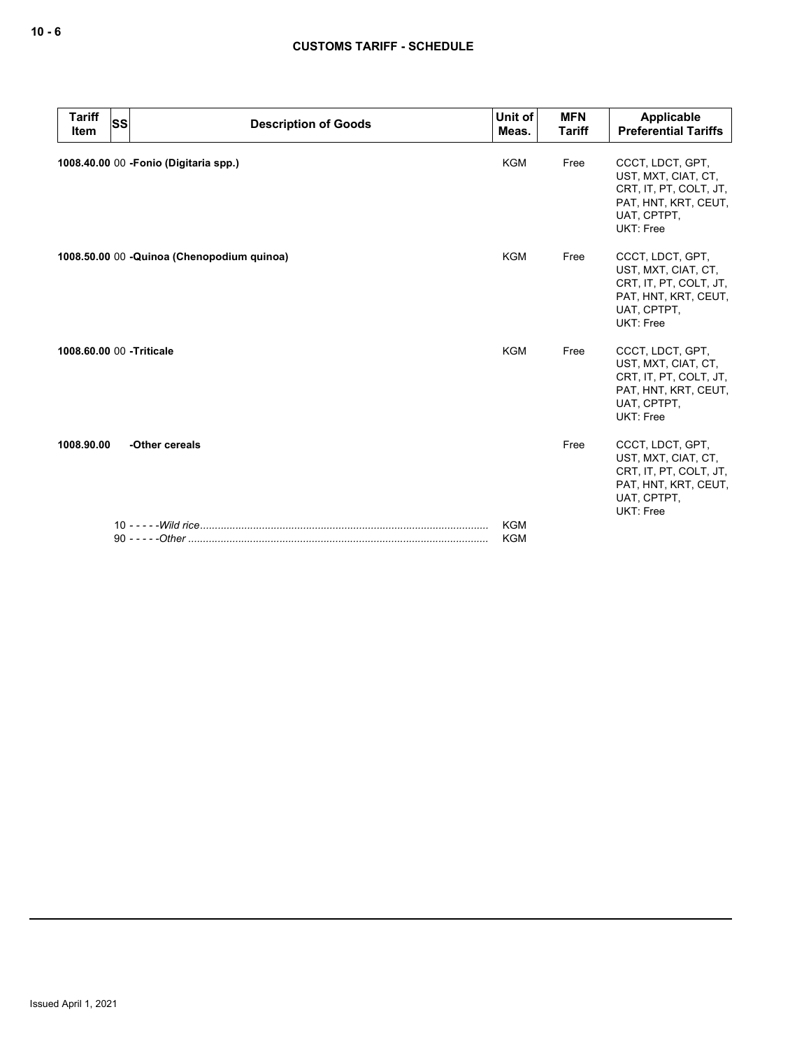| Tariff Item | SS | Description of Goods | Unit of Meas. | MFN Tariff | Applicable Preferential Tariffs |
|---|---|---|---|---|---|
| **1008.40.00** | 00 | **-Fonio (Digitaria spp.)** | KGM | Free | CCCT, LDCT, GPT, UST, MXT, CIAT, CT, CRT, IT, PT, COLT, JT, PAT, HNT, KRT, CEUT, UAT, CPTPT, UKT: Free |
| **1008.50.00** | 00 | **-Quinoa (Chenopodium quinoa)** | KGM | Free | CCCT, LDCT, GPT, UST, MXT, CIAT, CT, CRT, IT, PT, COLT, JT, PAT, HNT, KRT, CEUT, UAT, CPTPT, UKT: Free |
| **1008.60.00** | 00 | **-Triticale** | KGM | Free | CCCT, LDCT, GPT, UST, MXT, CIAT, CT, CRT, IT, PT, COLT, JT, PAT, HNT, KRT, CEUT, UAT, CPTPT, UKT: Free |
| **1008.90.00** | | **-Other cereals** | | Free | CCCT, LDCT, GPT, UST, MXT, CIAT, CT, CRT, IT, PT, COLT, JT, PAT, HNT, KRT, CEUT, UAT, CPTPT, UKT: Free |
| | 10 | - - - - -*Wild rice* | KGM | | |
| | 90 | - - - - -*Other* | KGM | | |